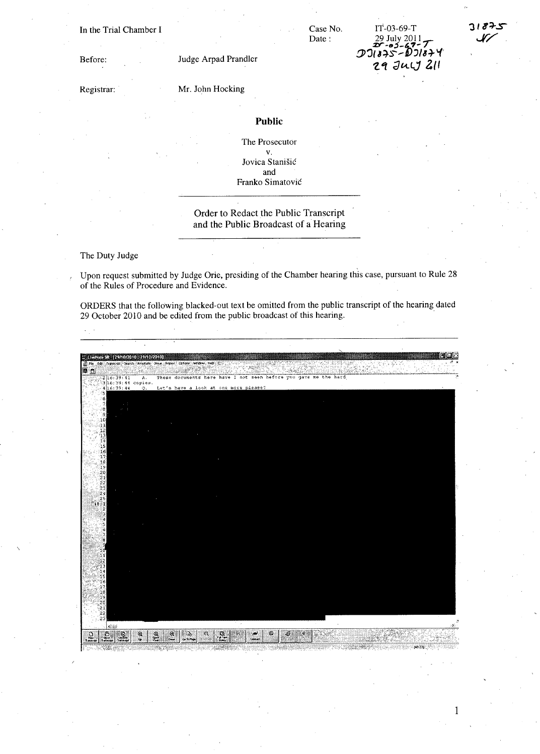In the Trial Chamber I

Case No. IT-03-69-T
Date: 29 July 2011

IT-03-69-T
D31875-D31874
29 July 2011

31875
AV

Before: Judge Arpad Prandler

Registrar: Mr. John Hocking

**Public**

The Prosecutor
v.
Jovica Stanišić
and
Franko Simatović

## Order to Redact the Public Transcript and the Public Broadcast of a Hearing

The Duty Judge

Upon request submitted by Judge Orie, presiding of the Chamber hearing this case, pursuant to Rule 28 of the Rules of Procedure and Evidence.

ORDERS that the following blacked-out text be omitted from the public transcript of the hearing dated 29 October 2010 and be edited from the public broadcast of this hearing.

```
LiveNote SR - [29/10/2010 - 29/10/2010]
2 16:39:41   A.   These documents here have I not seen before you gave me the hard
3 16:39:44 copies.
4 16:39:44   Q.   Let's have a look at one more please?
```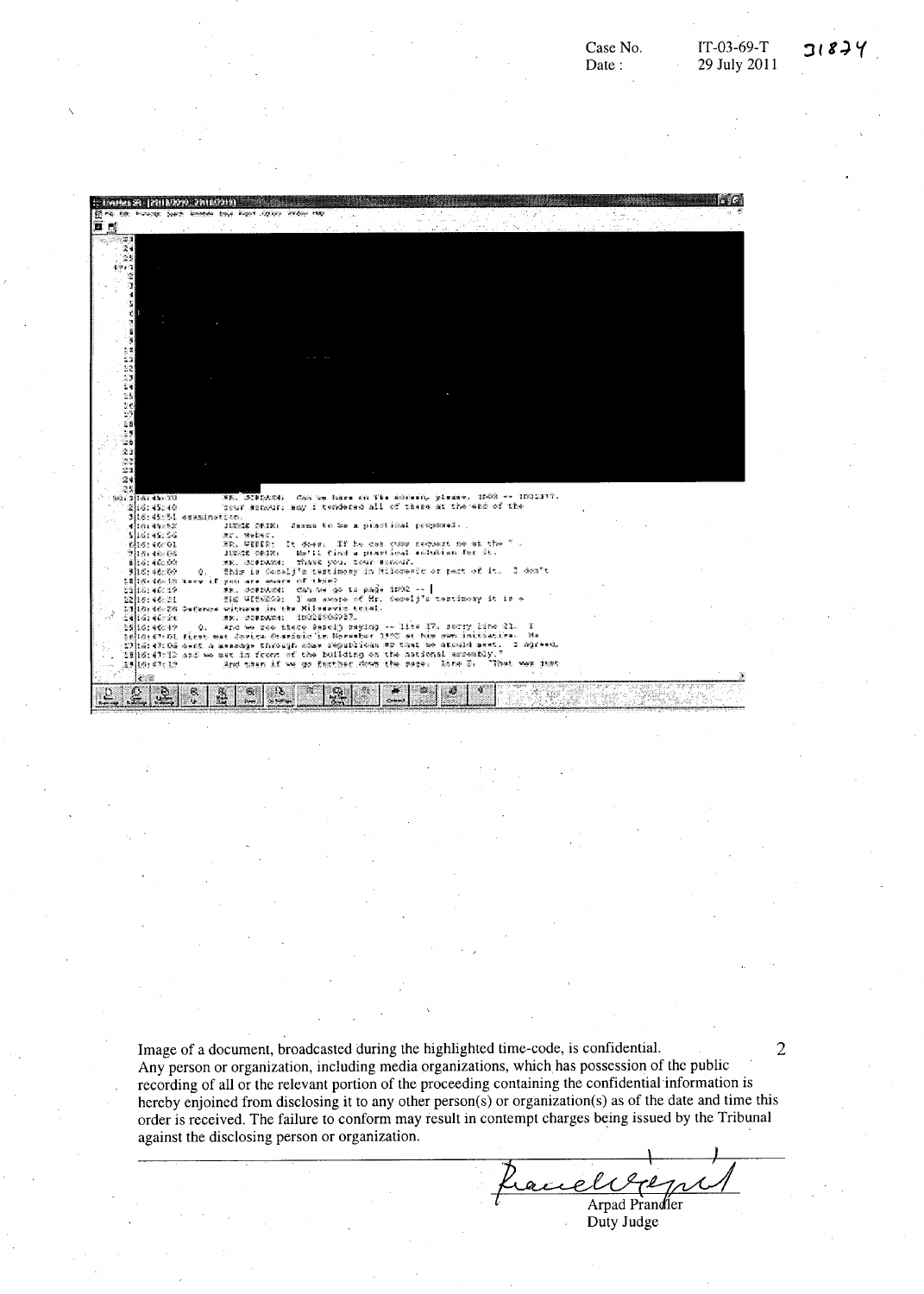Image of a document, broadcasted during the highlighted time-code, is confidential.

Any person or organization, including media organizations, which has possession of the public recording of all or the relevant portion of the proceeding containing the confidential information is hereby enjoined from disclosing it to any other person(s) or organization(s) as of the date and time this order is received. The failure to conform may result in contempt charges being issued by the Tribunal against the disclosing person or organization.

Arpad Prandler

Duty Judge